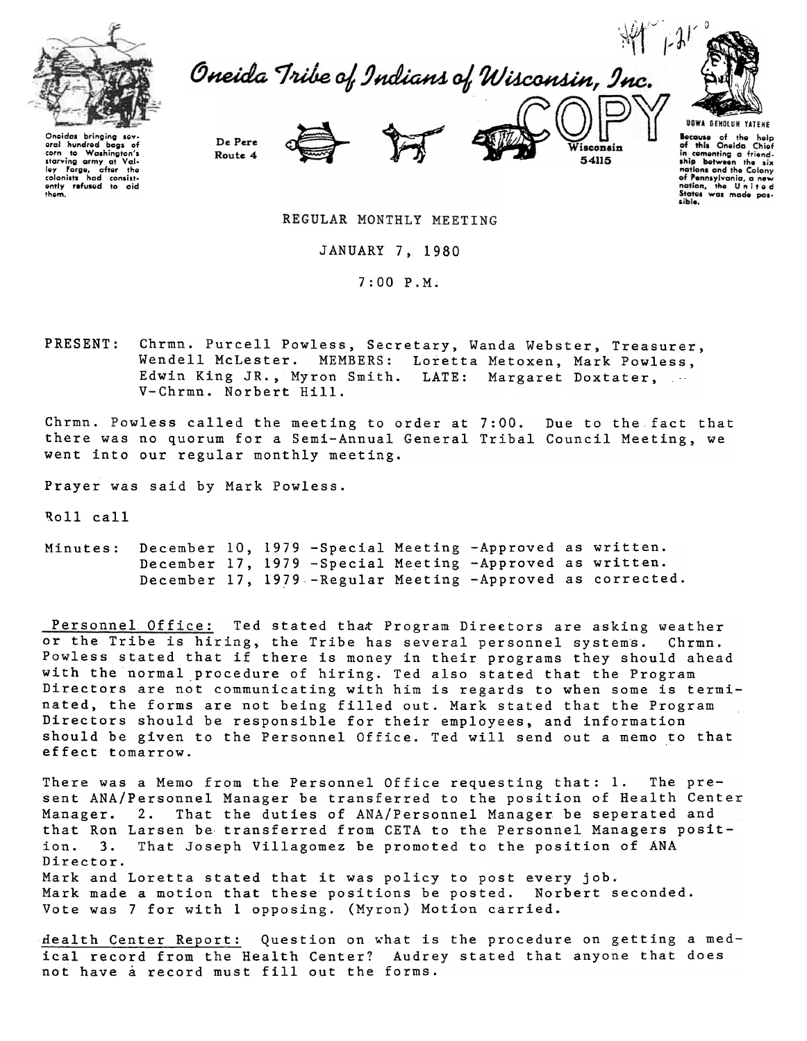Oneidas bringing several hundred bags of corn to Washington's starving army at Valley Forge, after the colonists had consistently refused to aid them.

# Oneida Tribe of Indians of Wisconsin, Inc.

De Pere Route 4 — Wisconsin 54115

COPY

UGWA DEHOLUH YATEHE
Because of the help of this Oneida Chief in cementing a friendship between the six nations and the Colony of Pennsylvania, a new nation, the United States was made possible.

## REGULAR MONTHLY MEETING

JANUARY 7, 1980

7:00 P.M.

PRESENT: Chrmn. Purcell Powless, Secretary, Wanda Webster, Treasurer, Wendell McLester. MEMBERS: Loretta Metoxen, Mark Powless, Edwin King JR., Myron Smith. LATE: Margaret Doxtater, V-Chrmn. Norbert Hill.

Chrmn. Powless called the meeting to order at 7:00. Due to the fact that there was no quorum for a Semi-Annual General Tribal Council Meeting, we went into our regular monthly meeting.

Prayer was said by Mark Powless.

Roll call

Minutes: December 10, 1979 -Special Meeting -Approved as written.
December 17, 1979 -Special Meeting -Approved as written.
December 17, 1979 -Regular Meeting -Approved as corrected.

Personnel Office: Ted stated that Program Directors are asking weather or the Tribe is hiring, the Tribe has several personnel systems. Chrmn. Powless stated that if there is money in their programs they should ahead with the normal procedure of hiring. Ted also stated that the Program Directors are not communicating with him is regards to when some is terminated, the forms are not being filled out. Mark stated that the Program Directors should be responsible for their employees, and information should be given to the Personnel Office. Ted will send out a memo to that effect tomarrow.

There was a Memo from the Personnel Office requesting that: 1. The present ANA/Personnel Manager be transferred to the position of Health Center Manager. 2. That the duties of ANA/Personnel Manager be seperated and that Ron Larsen be transferred from CETA to the Personnel Managers position. 3. That Joseph Villagomez be promoted to the position of ANA Director.
Mark and Loretta stated that it was policy to post every job.
Mark made a motion that these positions be posted. Norbert seconded.
Vote was 7 for with 1 opposing. (Myron) Motion carried.

Health Center Report: Question on what is the procedure on getting a medical record from the Health Center? Audrey stated that anyone that does not have a record must fill out the forms.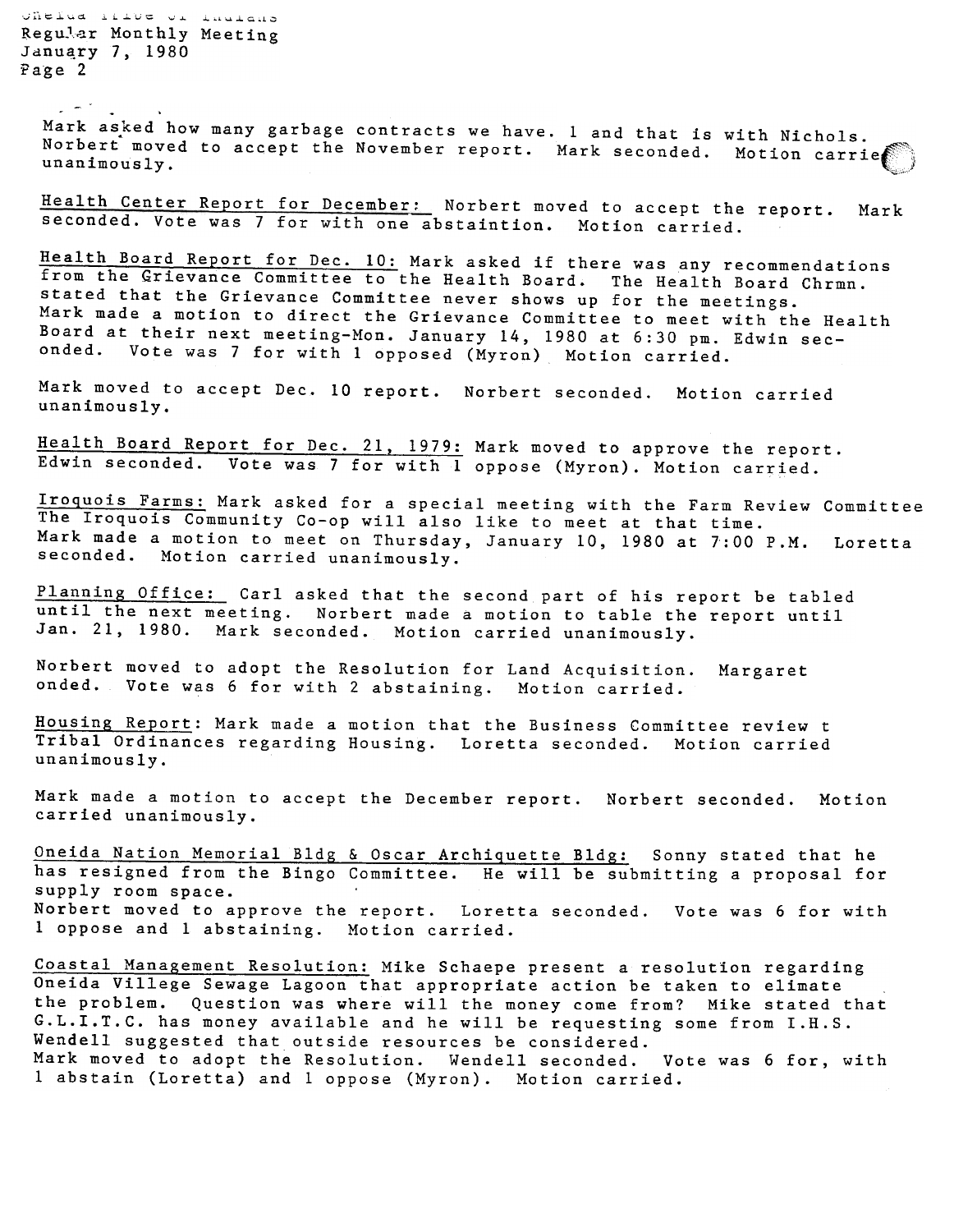Mark asked how many garbage contracts we have. 1 and that is with Nichols. Norbert moved to accept the November report. Mark seconded. Motion carried unanimously.

Health Center Report for December: Norbert moved to accept the report. Mark seconded. Vote was 7 for with one abstaintion. Motion carried.

Health Board Report for Dec. 10: Mark asked if there was any recommendations from the Grievance Committee to the Health Board. The Health Board Chrmn. stated that the Grievance Committee never shows up for the meetings. Mark made a motion to direct the Grievance Committee to meet with the Health Board at their next meeting-Mon. January 14, 1980 at 6:30 pm. Edwin seconded. Vote was 7 for with 1 opposed (Myron) Motion carried.

Mark moved to accept Dec. 10 report. Norbert seconded. Motion carried unanimously.

Health Board Report for Dec. 21, 1979: Mark moved to approve the report. Edwin seconded. Vote was 7 for with 1 oppose (Myron). Motion carried.

Iroquois Farms: Mark asked for a special meeting with the Farm Review Committee The Iroquois Community Co-op will also like to meet at that time. Mark made a motion to meet on Thursday, January 10, 1980 at 7:00 P.M. Loretta seconded. Motion carried unanimously.

Planning Office: Carl asked that the second part of his report be tabled until the next meeting. Norbert made a motion to table the report until Jan. 21, 1980. Mark seconded. Motion carried unanimously.

Norbert moved to adopt the Resolution for Land Acquisition. Margaret onded. Vote was 6 for with 2 abstaining. Motion carried.

Housing Report: Mark made a motion that the Business Committee review t Tribal Ordinances regarding Housing. Loretta seconded. Motion carried unanimously.

Mark made a motion to accept the December report. Norbert seconded. Motion carried unanimously.

Oneida Nation Memorial Bldg & Oscar Archiquette Bldg: Sonny stated that he has resigned from the Bingo Committee. He will be submitting a proposal for supply room space.
Norbert moved to approve the report. Loretta seconded. Vote was 6 for with 1 oppose and 1 abstaining. Motion carried.

Coastal Management Resolution: Mike Schaepe present a resolution regarding Oneida Village Sewage Lagoon that appropriate action be taken to elimate the problem. Question was where will the money come from? Mike stated that G.L.I.T.C. has money available and he will be requesting some from I.H.S. Wendell suggested that outside resources be considered.
Mark moved to adopt the Resolution. Wendell seconded. Vote was 6 for, with 1 abstain (Loretta) and 1 oppose (Myron). Motion carried.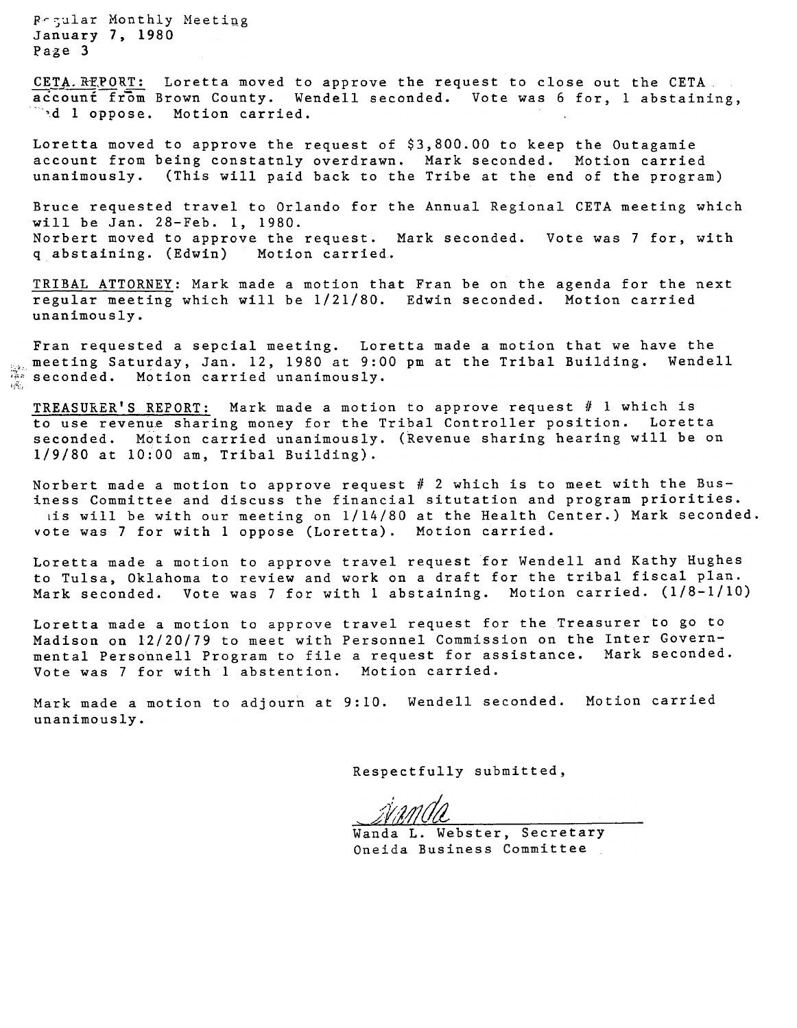CETA REPORT: Loretta moved to approve the request to close out the CETA account from Brown County. Wendell seconded. Vote was 6 for, 1 abstaining, and 1 oppose. Motion carried.

Loretta moved to approve the request of $3,800.00 to keep the Outagamie account from being constatnly overdrawn. Mark seconded. Motion carried unanimously. (This will paid back to the Tribe at the end of the program)

Bruce requested travel to Orlando for the Annual Regional CETA meeting which will be Jan. 28-Feb. 1, 1980.
Norbert moved to approve the request. Mark seconded. Vote was 7 for, with q abstaining. (Edwin) Motion carried.

TRIBAL ATTORNEY: Mark made a motion that Fran be on the agenda for the next regular meeting which will be 1/21/80. Edwin seconded. Motion carried unanimously.

Fran requested a sepcial meeting. Loretta made a motion that we have the meeting Saturday, Jan. 12, 1980 at 9:00 pm at the Tribal Building. Wendell seconded. Motion carried unanimously.

TREASURER'S REPORT: Mark made a motion to approve request # 1 which is to use revenue sharing money for the Tribal Controller position. Loretta seconded. Motion carried unanimously. (Revenue sharing hearing will be on 1/9/80 at 10:00 am, Tribal Building).

Norbert made a motion to approve request # 2 which is to meet with the Business Committee and discuss the financial situtation and program priorities. (This will be with our meeting on 1/14/80 at the Health Center.) Mark seconded. Vote was 7 for with 1 oppose (Loretta). Motion carried.

Loretta made a motion to approve travel request for Wendell and Kathy Hughes to Tulsa, Oklahoma to review and work on a draft for the tribal fiscal plan. Mark seconded. Vote was 7 for with 1 abstaining. Motion carried. (1/8-1/10)

Loretta made a motion to approve travel request for the Treasurer to go to Madison on 12/20/79 to meet with Personnel Commission on the Inter Governmental Personnell Program to file a request for assistance. Mark seconded. Vote was 7 for with 1 abstention. Motion carried.

Mark made a motion to adjourn at 9:10. Wendell seconded. Motion carried unanimously.

Respectfully submitted,

Wanda

Wanda L. Webster, Secretary
Oneida Business Committee